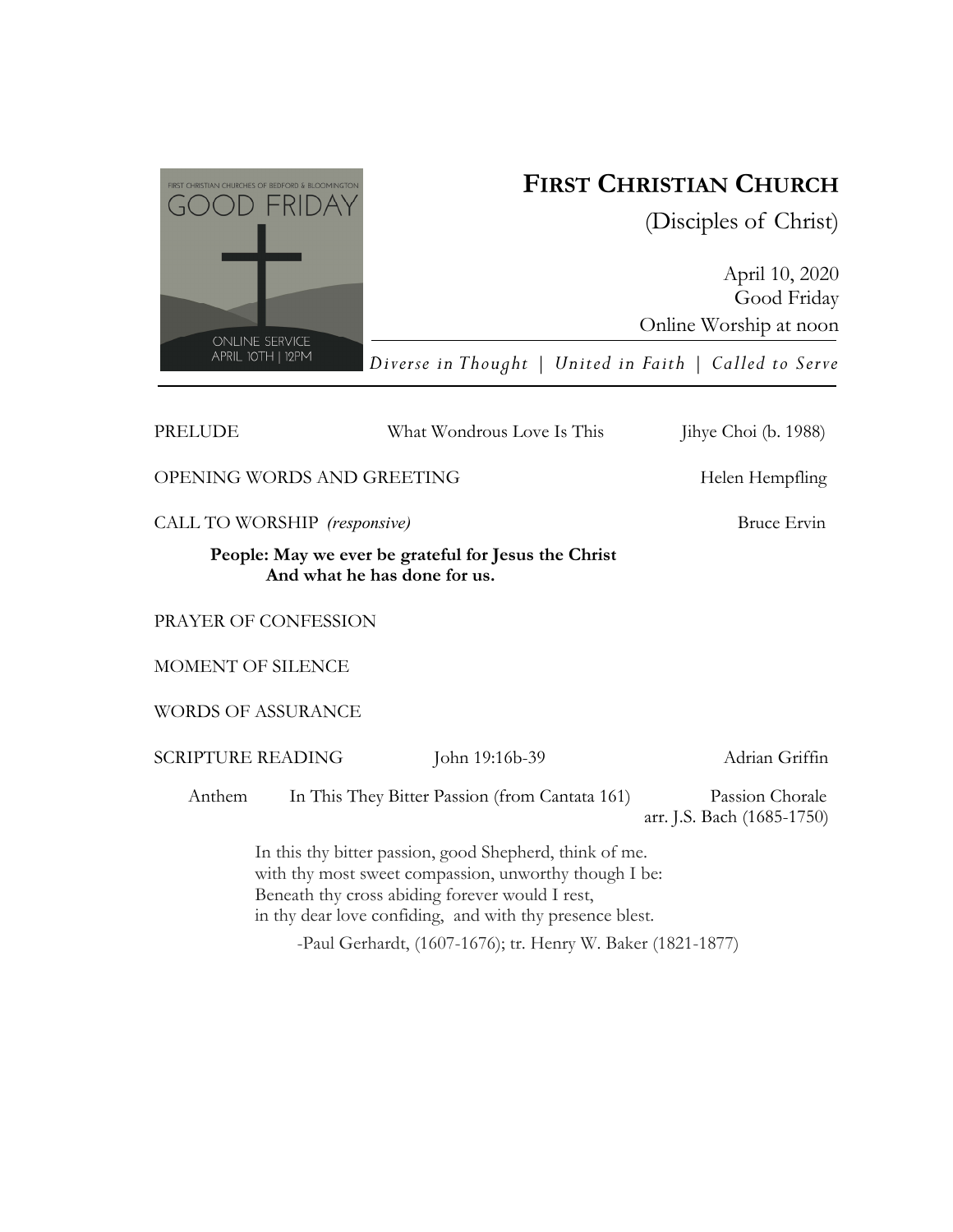# FIRST CHRISTIAN CHURCH

(Disciples of Christ)

April 10, 2020
Good Friday
Online Worship at noon

*Diverse in Thought | United in Faith | Called to Serve*

---

PRELUDE — What Wondrous Love Is This — Jihye Choi (b. 1988)

OPENING WORDS AND GREETING — Helen Hempfling

CALL TO WORSHIP *(responsive)* — Bruce Ervin

**People: May we ever be grateful for Jesus the Christ**
**And what he has done for us.**

PRAYER OF CONFESSION

MOMENT OF SILENCE

WORDS OF ASSURANCE

SCRIPTURE READING — John 19:16b-39 — Adrian Griffin

Anthem — In This They Bitter Passion (from Cantata 161) — Passion Chorale
arr. J.S. Bach (1685-1750)

In this thy bitter passion, good Shepherd, think of me.
with thy most sweet compassion, unworthy though I be:
Beneath thy cross abiding forever would I rest,
in thy dear love confiding, and with thy presence blest.

-Paul Gerhardt, (1607-1676); tr. Henry W. Baker (1821-1877)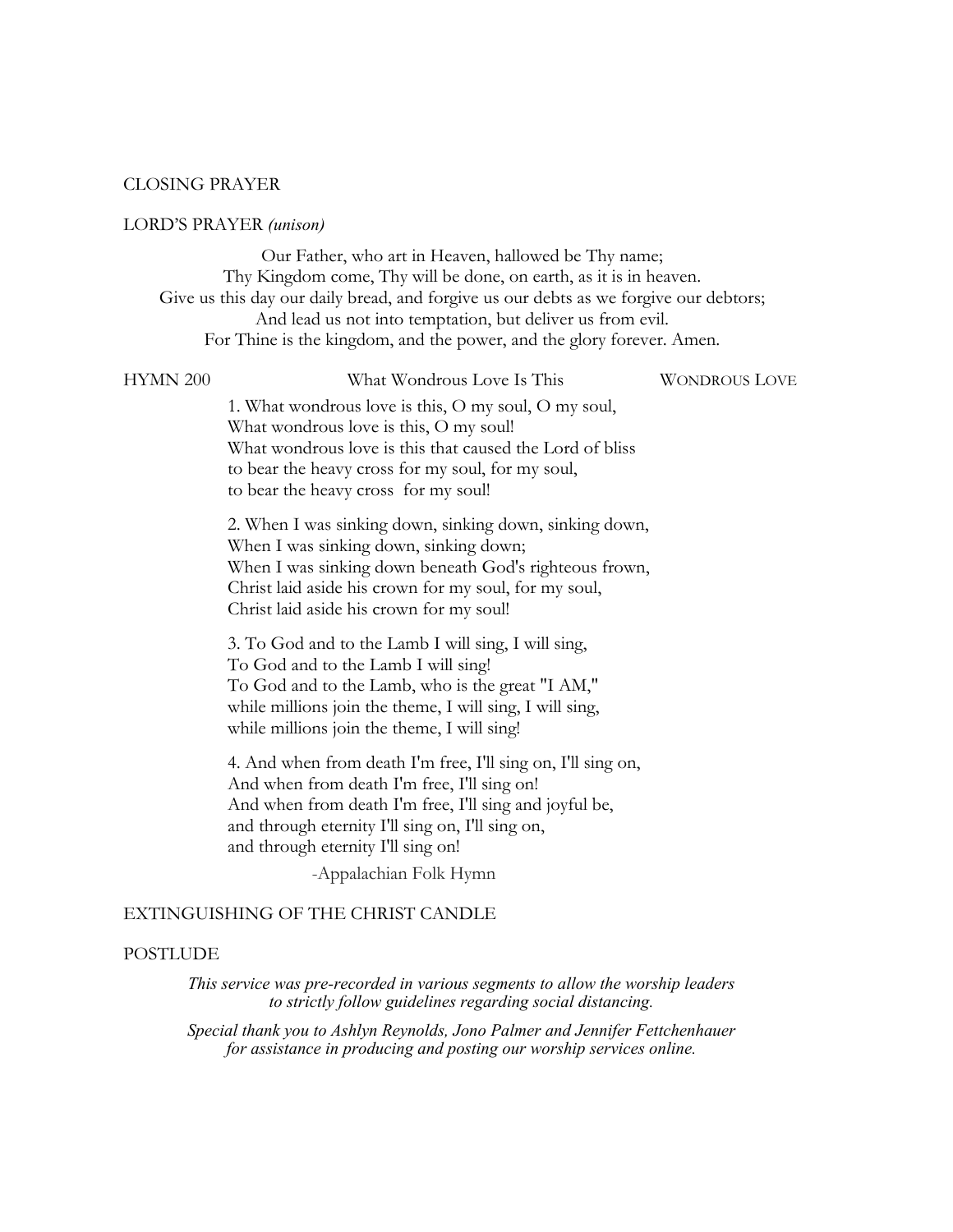CLOSING PRAYER

LORD'S PRAYER *(unison)*

Our Father, who art in Heaven, hallowed be Thy name;
Thy Kingdom come, Thy will be done, on earth, as it is in heaven.
Give us this day our daily bread, and forgive us our debts as we forgive our debtors;
And lead us not into temptation, but deliver us from evil.
For Thine is the kingdom, and the power, and the glory forever. Amen.

HYMN 200 — What Wondrous Love Is This — WONDROUS LOVE

1. What wondrous love is this, O my soul, O my soul,
What wondrous love is this, O my soul!
What wondrous love is this that caused the Lord of bliss
to bear the heavy cross for my soul, for my soul,
to bear the heavy cross for my soul!

2. When I was sinking down, sinking down, sinking down,
When I was sinking down, sinking down;
When I was sinking down beneath God's righteous frown,
Christ laid aside his crown for my soul, for my soul,
Christ laid aside his crown for my soul!

3. To God and to the Lamb I will sing, I will sing,
To God and to the Lamb I will sing!
To God and to the Lamb, who is the great "I AM,"
while millions join the theme, I will sing, I will sing,
while millions join the theme, I will sing!

4. And when from death I'm free, I'll sing on, I'll sing on,
And when from death I'm free, I'll sing on!
And when from death I'm free, I'll sing and joyful be,
and through eternity I'll sing on, I'll sing on,
and through eternity I'll sing on!

-Appalachian Folk Hymn

EXTINGUISHING OF THE CHRIST CANDLE

POSTLUDE

*This service was pre-recorded in various segments to allow the worship leaders to strictly follow guidelines regarding social distancing.*

*Special thank you to Ashlyn Reynolds, Jono Palmer and Jennifer Fettchenhauer for assistance in producing and posting our worship services online.*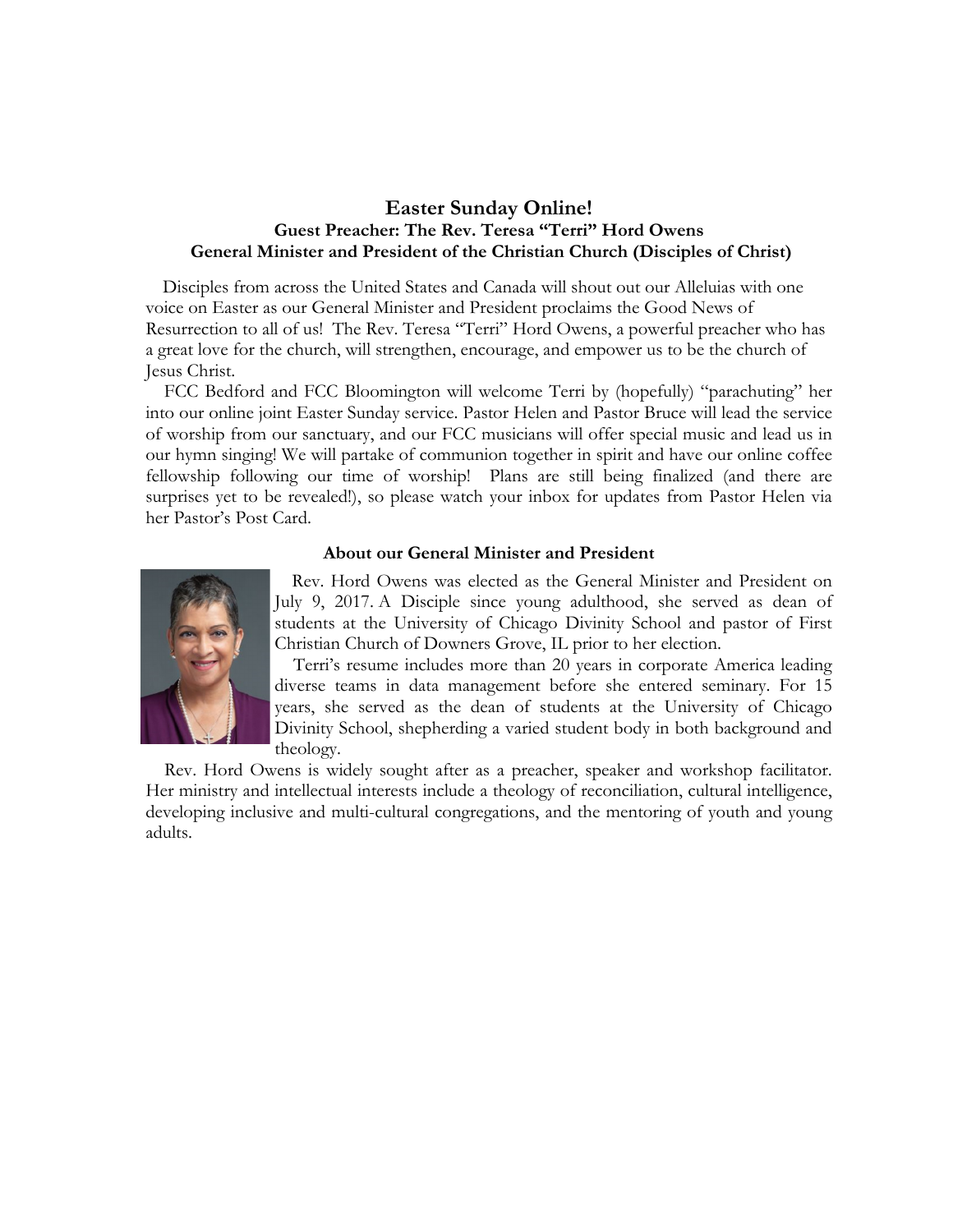## Easter Sunday Online!

### Guest Preacher: The Rev. Teresa "Terri" Hord Owens
### General Minister and President of the Christian Church (Disciples of Christ)

Disciples from across the United States and Canada will shout out our Alleluias with one voice on Easter as our General Minister and President proclaims the Good News of Resurrection to all of us! The Rev. Teresa "Terri" Hord Owens, a powerful preacher who has a great love for the church, will strengthen, encourage, and empower us to be the church of Jesus Christ.

FCC Bedford and FCC Bloomington will welcome Terri by (hopefully) "parachuting" her into our online joint Easter Sunday service. Pastor Helen and Pastor Bruce will lead the service of worship from our sanctuary, and our FCC musicians will offer special music and lead us in our hymn singing! We will partake of communion together in spirit and have our online coffee fellowship following our time of worship! Plans are still being finalized (and there are surprises yet to be revealed!), so please watch your inbox for updates from Pastor Helen via her Pastor's Post Card.

**About our General Minister and President**

Rev. Hord Owens was elected as the General Minister and President on July 9, 2017. A Disciple since young adulthood, she served as dean of students at the University of Chicago Divinity School and pastor of First Christian Church of Downers Grove, IL prior to her election.

Terri's resume includes more than 20 years in corporate America leading diverse teams in data management before she entered seminary. For 15 years, she served as the dean of students at the University of Chicago Divinity School, shepherding a varied student body in both background and theology.

Rev. Hord Owens is widely sought after as a preacher, speaker and workshop facilitator. Her ministry and intellectual interests include a theology of reconciliation, cultural intelligence, developing inclusive and multi-cultural congregations, and the mentoring of youth and young adults.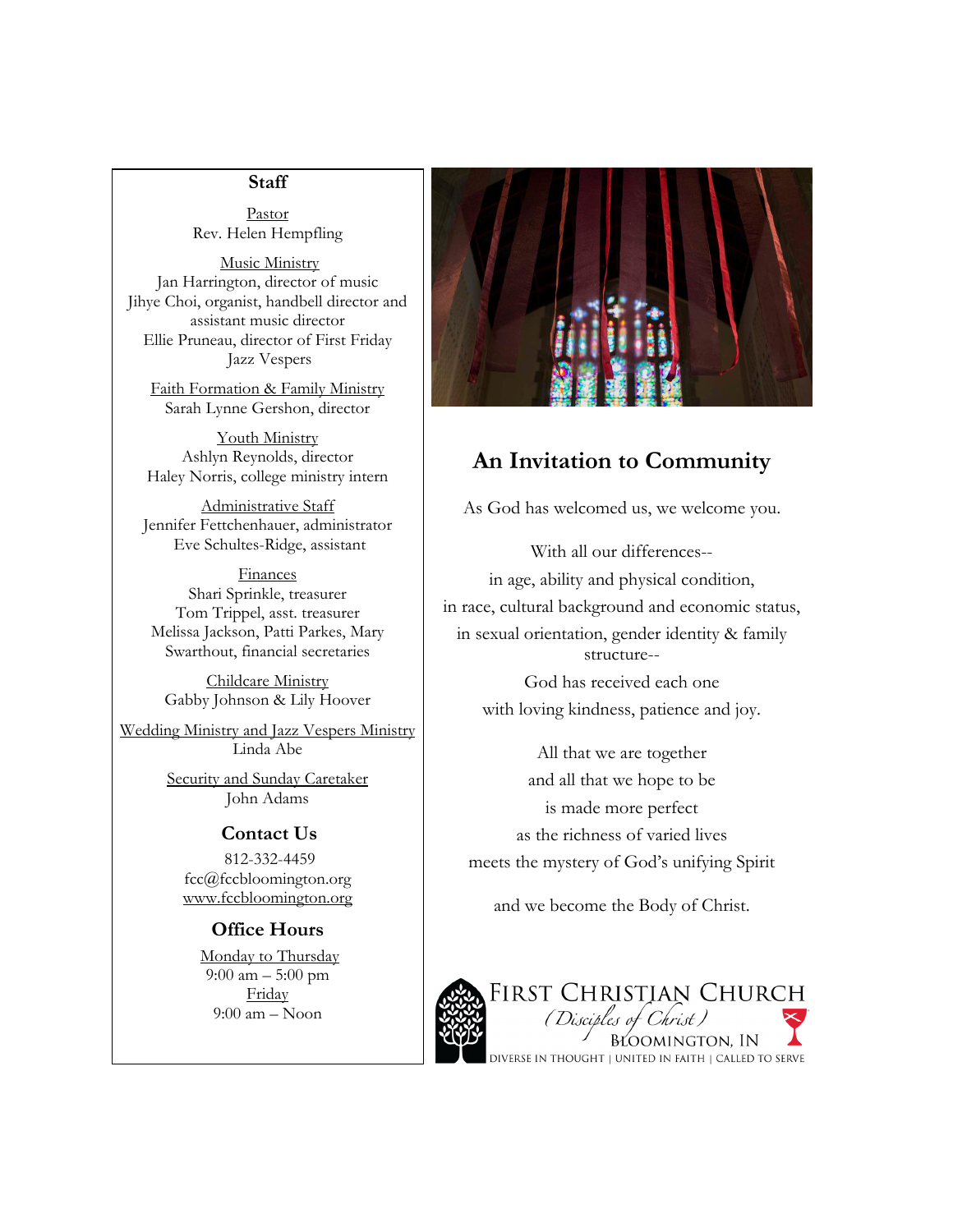## Staff

Pastor
Rev. Helen Hempfling

Music Ministry
Jan Harrington, director of music
Jihye Choi, organist, handbell director and assistant music director
Ellie Pruneau, director of First Friday Jazz Vespers

Faith Formation & Family Ministry
Sarah Lynne Gershon, director

Youth Ministry
Ashlyn Reynolds, director
Haley Norris, college ministry intern

Administrative Staff
Jennifer Fettchenhauer, administrator
Eve Schultes-Ridge, assistant

Finances
Shari Sprinkle, treasurer
Tom Trippel, asst. treasurer
Melissa Jackson, Patti Parkes, Mary Swarthout, financial secretaries

Childcare Ministry
Gabby Johnson & Lily Hoover

Wedding Ministry and Jazz Vespers Ministry
Linda Abe

Security and Sunday Caretaker
John Adams

## Contact Us

812-332-4459
fcc@fccbloomington.org
www.fccbloomington.org

## Office Hours

Monday to Thursday
9:00 am – 5:00 pm
Friday
9:00 am – Noon

## An Invitation to Community

As God has welcomed us, we welcome you.

With all our differences--
in age, ability and physical condition,
in race, cultural background and economic status,
in sexual orientation, gender identity & family structure--
God has received each one
with loving kindness, patience and joy.

All that we are together
and all that we hope to be
is made more perfect
as the richness of varied lives
meets the mystery of God's unifying Spirit

and we become the Body of Christ.

First Christian Church
(Disciples of Christ)
Bloomington, IN
DIVERSE IN THOUGHT | UNITED IN FAITH | CALLED TO SERVE